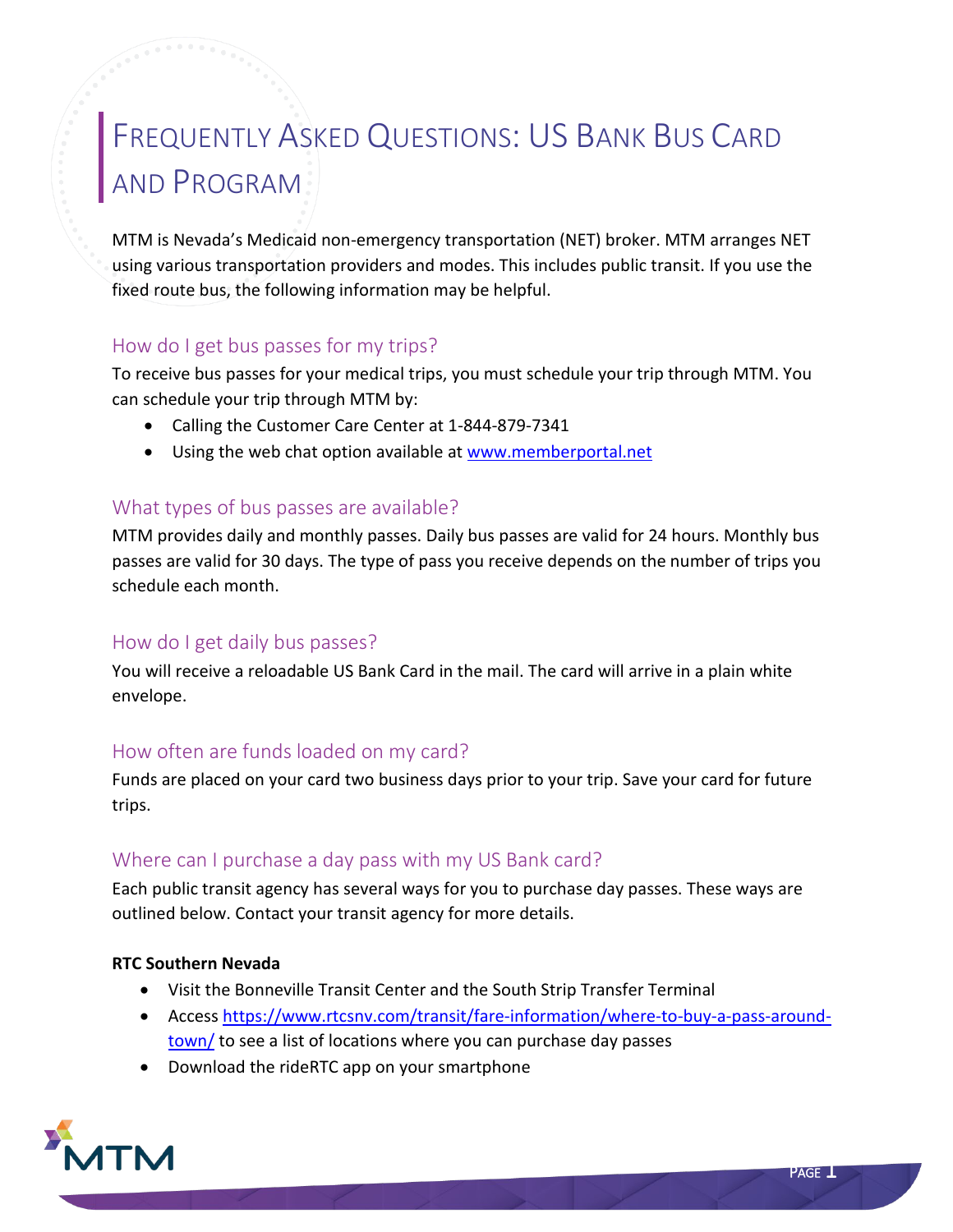# Frequently Asked Questions: US Bank Bus Card and Program

MTM is Nevada's Medicaid non-emergency transportation (NET) broker. MTM arranges NET using various transportation providers and modes. This includes public transit. If you use the fixed route bus, the following information may be helpful.

## How do I get bus passes for my trips?

To receive bus passes for your medical trips, you must schedule your trip through MTM. You can schedule your trip through MTM by:

- Calling the Customer Care Center at 1-844-879-7341
- Using the web chat option available at [www.memberportal.net](www.memberportal.net)

## What types of bus passes are available?

MTM provides daily and monthly passes. Daily bus passes are valid for 24 hours. Monthly bus passes are valid for 30 days. The type of pass you receive depends on the number of trips you schedule each month.

## How do I get daily bus passes?

You will receive a reloadable US Bank Card in the mail. The card will arrive in a plain white envelope.

## How often are funds loaded on my card?

Funds are placed on your card two business days prior to your trip. Save your card for future trips.

## Where can I purchase a day pass with my US Bank card?

Each public transit agency has several ways for you to purchase day passes. These ways are outlined below. Contact your transit agency for more details.

**RTC Southern Nevada**

- Visit the Bonneville Transit Center and the South Strip Transfer Terminal
- Access [https://www.rtcsnv.com/transit/fare-information/where-to-buy-a-pass-around-town/](https://www.rtcsnv.com/transit/fare-information/where-to-buy-a-pass-around-town/) to see a list of locations where you can purchase day passes
- Download the rideRTC app on your smartphone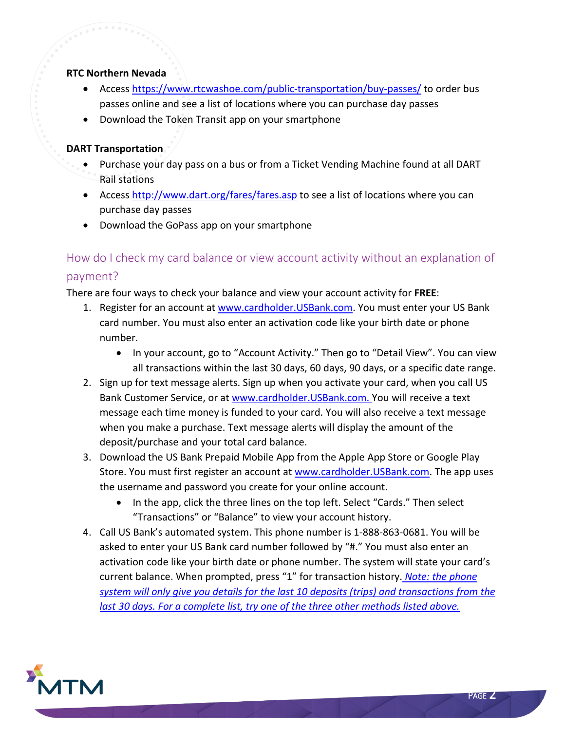**RTC Northern Nevada**

- Access https://www.rtcwashoe.com/public-transportation/buy-passes/ to order bus passes online and see a list of locations where you can purchase day passes
- Download the Token Transit app on your smartphone

**DART Transportation**

- Purchase your day pass on a bus or from a Ticket Vending Machine found at all DART Rail stations
- Access http://www.dart.org/fares/fares.asp to see a list of locations where you can purchase day passes
- Download the GoPass app on your smartphone

## How do I check my card balance or view account activity without an explanation of payment?

There are four ways to check your balance and view your account activity for **FREE**:

1. Register for an account at www.cardholder.USBank.com. You must enter your US Bank card number. You must also enter an activation code like your birth date or phone number.
   - In your account, go to "Account Activity." Then go to "Detail View". You can view all transactions within the last 30 days, 60 days, 90 days, or a specific date range.
2. Sign up for text message alerts. Sign up when you activate your card, when you call US Bank Customer Service, or at www.cardholder.USBank.com. You will receive a text message each time money is funded to your card. You will also receive a text message when you make a purchase. Text message alerts will display the amount of the deposit/purchase and your total card balance.
3. Download the US Bank Prepaid Mobile App from the Apple App Store or Google Play Store. You must first register an account at www.cardholder.USBank.com. The app uses the username and password you create for your online account.
   - In the app, click the three lines on the top left. Select "Cards." Then select "Transactions" or "Balance" to view your account history.
4. Call US Bank's automated system. This phone number is 1-888-863-0681. You will be asked to enter your US Bank card number followed by "#." You must also enter an activation code like your birth date or phone number. The system will state your card's current balance. When prompted, press "1" for transaction history. *Note: the phone system will only give you details for the last 10 deposits (trips) and transactions from the last 30 days. For a complete list, try one of the three other methods listed above.*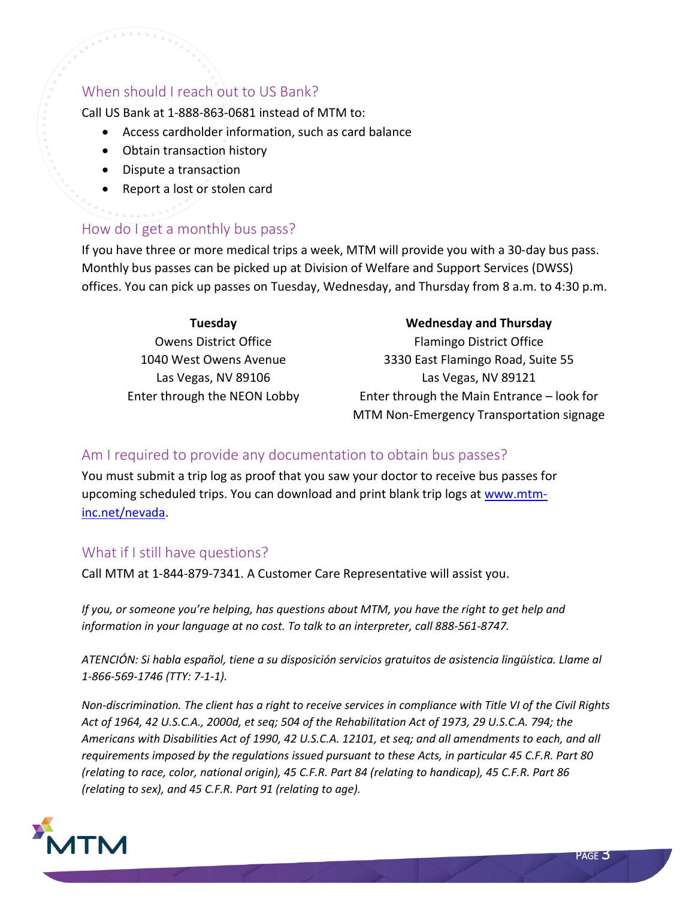## When should I reach out to US Bank?

Call US Bank at 1-888-863-0681 instead of MTM to:

- Access cardholder information, such as card balance
- Obtain transaction history
- Dispute a transaction
- Report a lost or stolen card

## How do I get a monthly bus pass?

If you have three or more medical trips a week, MTM will provide you with a 30-day bus pass. Monthly bus passes can be picked up at Division of Welfare and Support Services (DWSS) offices. You can pick up passes on Tuesday, Wednesday, and Thursday from 8 a.m. to 4:30 p.m.

| Tuesday | Wednesday and Thursday |
| --- | --- |
| Owens District Office<br>1040 West Owens Avenue<br>Las Vegas, NV 89106<br>Enter through the NEON Lobby | Flamingo District Office<br>3330 East Flamingo Road, Suite 55<br>Las Vegas, NV 89121<br>Enter through the Main Entrance – look for MTM Non-Emergency Transportation signage |

## Am I required to provide any documentation to obtain bus passes?

You must submit a trip log as proof that you saw your doctor to receive bus passes for upcoming scheduled trips. You can download and print blank trip logs at [www.mtm-inc.net/nevada](www.mtm-inc.net/nevada).

## What if I still have questions?

Call MTM at 1-844-879-7341. A Customer Care Representative will assist you.

*If you, or someone you're helping, has questions about MTM, you have the right to get help and information in your language at no cost. To talk to an interpreter, call 888-561-8747.*

*ATENCIÓN: Si habla español, tiene a su disposición servicios gratuitos de asistencia lingüística. Llame al 1-866-569-1746 (TTY: 7-1-1).*

*Non-discrimination. The client has a right to receive services in compliance with Title VI of the Civil Rights Act of 1964, 42 U.S.C.A., 2000d, et seq; 504 of the Rehabilitation Act of 1973, 29 U.S.C.A. 794; the Americans with Disabilities Act of 1990, 42 U.S.C.A. 12101, et seq; and all amendments to each, and all requirements imposed by the regulations issued pursuant to these Acts, in particular 45 C.F.R. Part 80 (relating to race, color, national origin), 45 C.F.R. Part 84 (relating to handicap), 45 C.F.R. Part 86 (relating to sex), and 45 C.F.R. Part 91 (relating to age).*